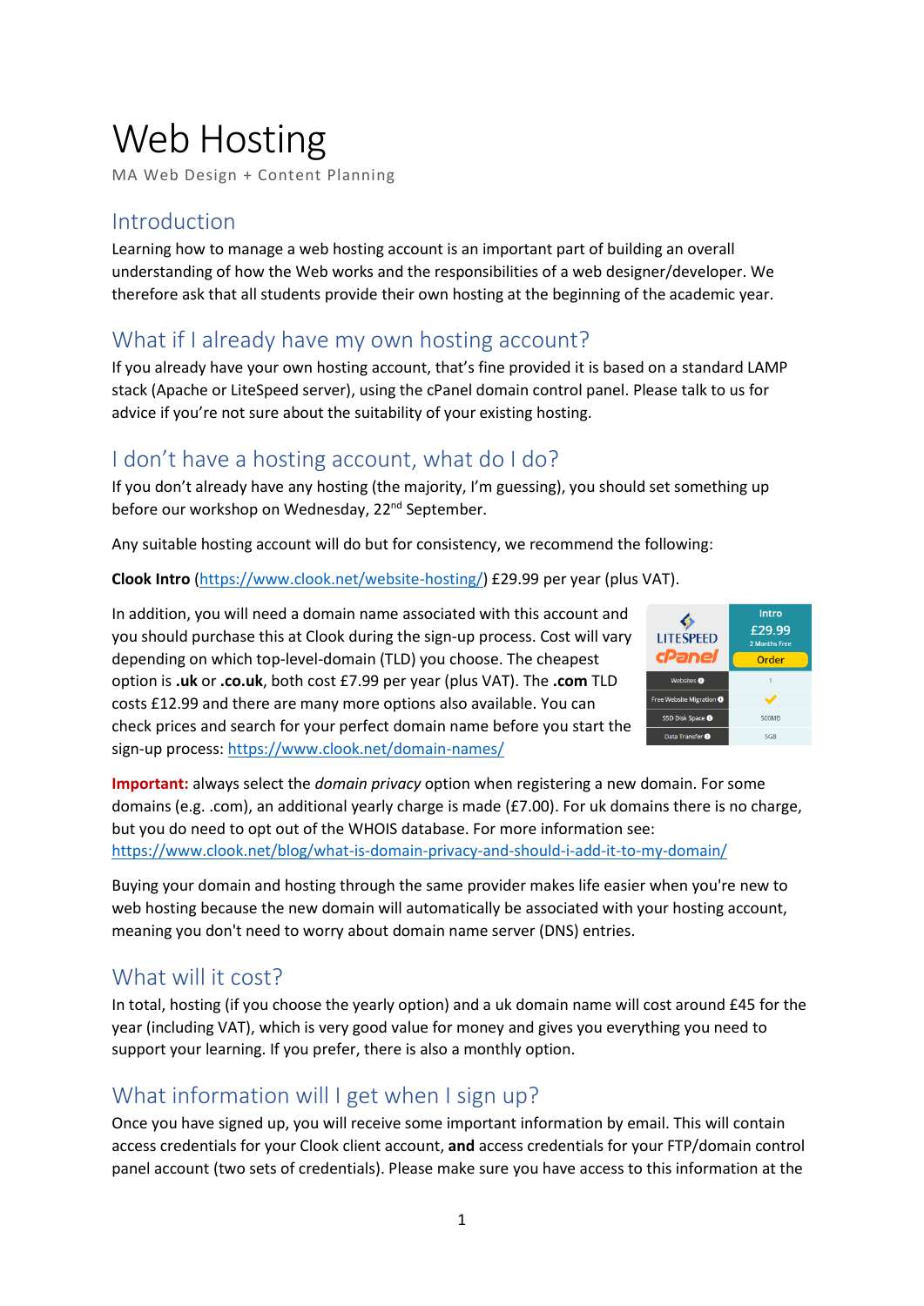# Web Hosting

MA Web Design + Content Planning

## Introduction

Learning how to manage a web hosting account is an important part of building an overall understanding of how the Web works and the responsibilities of a web designer/developer. We therefore ask that all students provide their own hosting at the beginning of the academic year.

## What if I already have my own hosting account?

If you already have your own hosting account, that's fine provided it is based on a standard LAMP stack (Apache or LiteSpeed server), using the cPanel domain control panel. Please talk to us for advice if you're not sure about the suitability of your existing hosting.

## I don't have a hosting account, what do I do?

If you don't already have any hosting (the majority, I'm guessing), you should set something up before our workshop on Wednesday, 22nd September.

Any suitable hosting account will do but for consistency, we recommend the following:

**Clook Intro** (https://www.clook.net/website-hosting/) £29.99 per year (plus VAT).

In addition, you will need a domain name associated with this account and you should purchase this at Clook during the sign-up process. Cost will vary depending on which top-level-domain (TLD) you choose. The cheapest option is **.uk** or **.co.uk**, both cost £7.99 per year (plus VAT). The **.com** TLD costs £12.99 and there are many more options also available. You can check prices and search for your perfect domain name before you start the sign-up process: https://www.clook.net/domain-names/

| LITESPEED cPanel | Intro £29.99 2 Months Free Order |
|---|---|
| Websites | 1 |
| Free Website Migration | ✔ |
| SSD Disk Space | 500MB |
| Data Transfer | 5GB |

**Important:** always select the *domain privacy* option when registering a new domain. For some domains (e.g. .com), an additional yearly charge is made (£7.00). For uk domains there is no charge, but you do need to opt out of the WHOIS database. For more information see: https://www.clook.net/blog/what-is-domain-privacy-and-should-i-add-it-to-my-domain/

Buying your domain and hosting through the same provider makes life easier when you're new to web hosting because the new domain will automatically be associated with your hosting account, meaning you don't need to worry about domain name server (DNS) entries.

## What will it cost?

In total, hosting (if you choose the yearly option) and a uk domain name will cost around £45 for the year (including VAT), which is very good value for money and gives you everything you need to support your learning. If you prefer, there is also a monthly option.

## What information will I get when I sign up?

Once you have signed up, you will receive some important information by email. This will contain access credentials for your Clook client account, **and** access credentials for your FTP/domain control panel account (two sets of credentials). Please make sure you have access to this information at the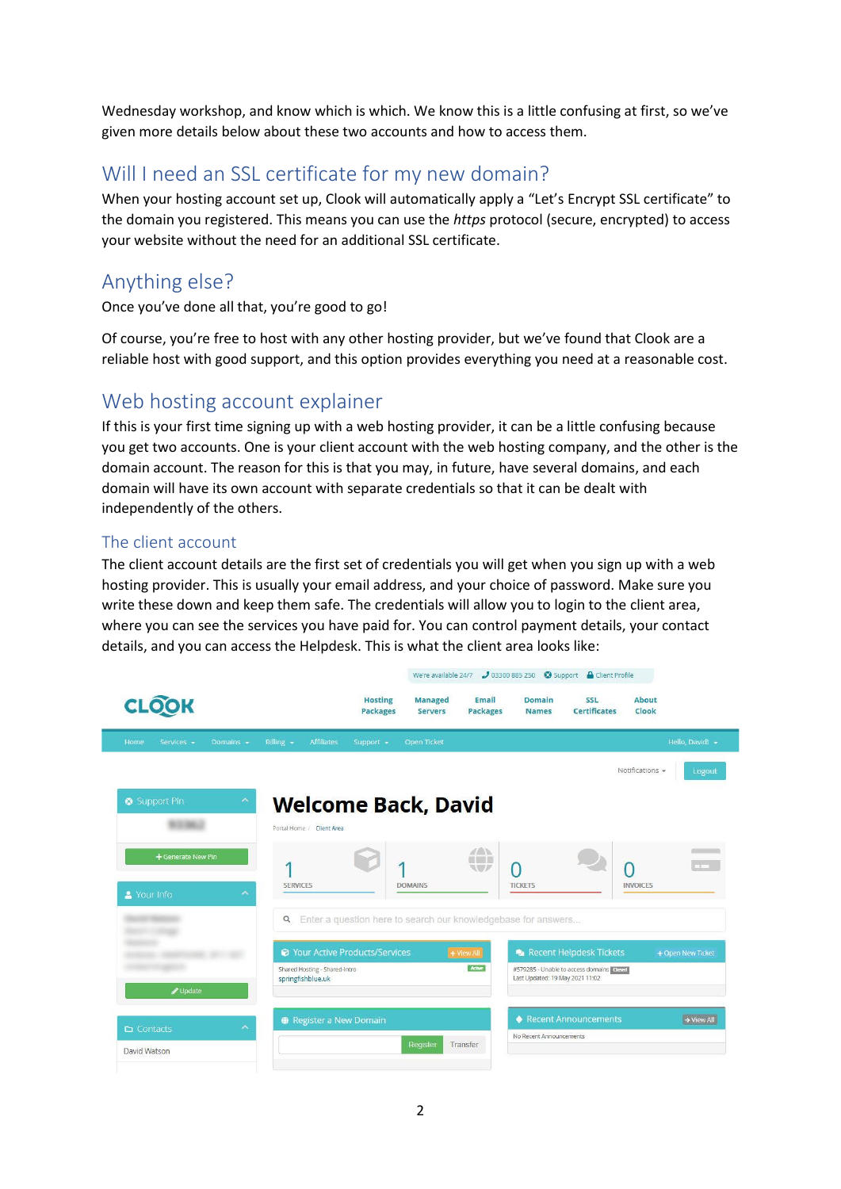Wednesday workshop, and know which is which. We know this is a little confusing at first, so we've given more details below about these two accounts and how to access them.

## Will I need an SSL certificate for my new domain?

When your hosting account set up, Clook will automatically apply a "Let's Encrypt SSL certificate" to the domain you registered. This means you can use the *https* protocol (secure, encrypted) to access your website without the need for an additional SSL certificate.

## Anything else?

Once you've done all that, you're good to go!

Of course, you're free to host with any other hosting provider, but we've found that Clook are a reliable host with good support, and this option provides everything you need at a reasonable cost.

## Web hosting account explainer

If this is your first time signing up with a web hosting provider, it can be a little confusing because you get two accounts. One is your client account with the web hosting company, and the other is the domain account. The reason for this is that you may, in future, have several domains, and each domain will have its own account with separate credentials so that it can be dealt with independently of the others.

### The client account

The client account details are the first set of credentials you will get when you sign up with a web hosting provider. This is usually your email address, and your choice of password. Make sure you write these down and keep them safe. The credentials will allow you to login to the client area, where you can see the services you have paid for. You can control payment details, your contact details, and you can access the Helpdesk. This is what the client area looks like: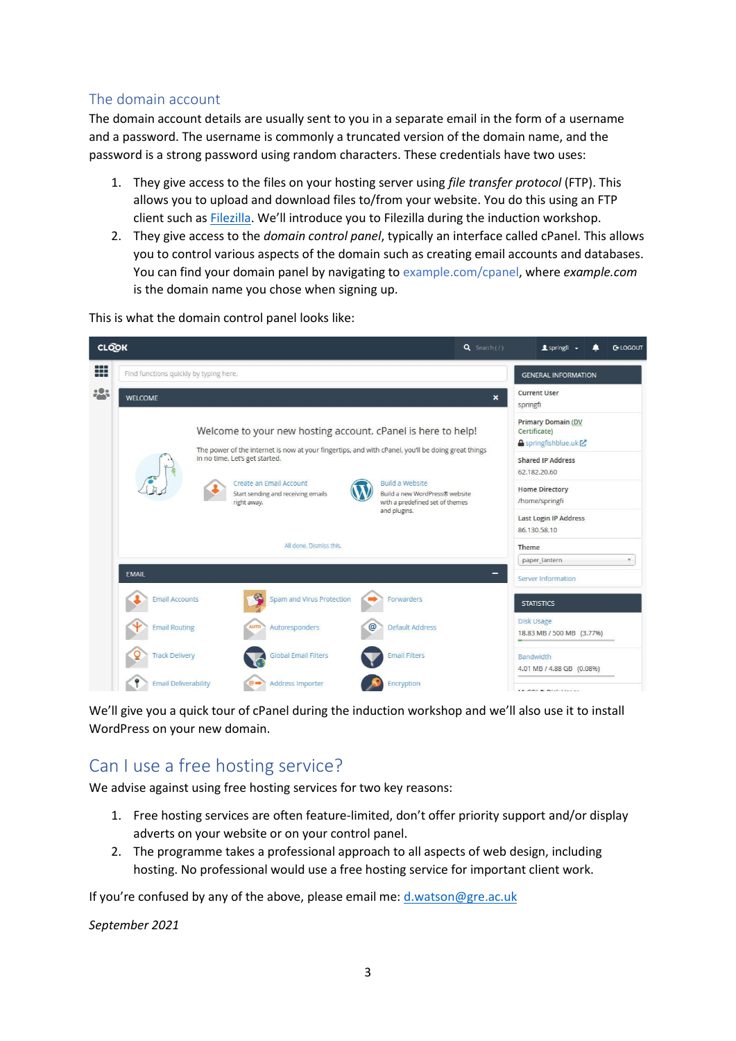## The domain account

The domain account details are usually sent to you in a separate email in the form of a username and a password. The username is commonly a truncated version of the domain name, and the password is a strong password using random characters. These credentials have two uses:

1. They give access to the files on your hosting server using *file transfer protocol* (FTP). This allows you to upload and download files to/from your website. You do this using an FTP client such as [Filezilla](). We'll introduce you to Filezilla during the induction workshop.
2. They give access to the *domain control panel*, typically an interface called cPanel. This allows you to control various aspects of the domain such as creating email accounts and databases. You can find your domain panel by navigating to example.com/cpanel, where *example.com* is the domain name you chose when signing up.

This is what the domain control panel looks like:

We'll give you a quick tour of cPanel during the induction workshop and we'll also use it to install WordPress on your new domain.

## Can I use a free hosting service?

We advise against using free hosting services for two key reasons:

1. Free hosting services are often feature-limited, don't offer priority support and/or display adverts on your website or on your control panel.
2. The programme takes a professional approach to all aspects of web design, including hosting. No professional would use a free hosting service for important client work.

If you're confused by any of the above, please email me: d.watson@gre.ac.uk

*September 2021*